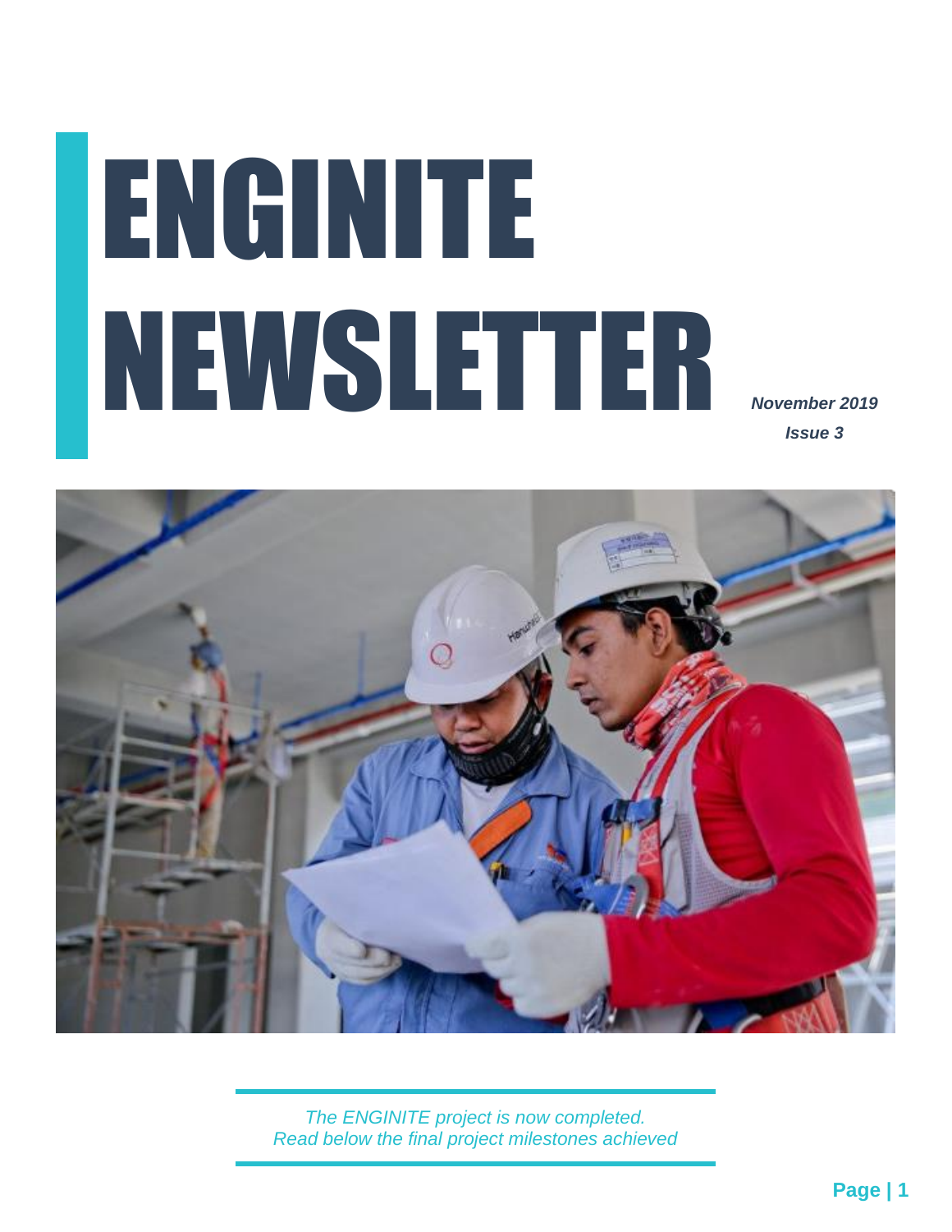# ENGINITE NEWSLETTER

***November 2019***

***Issue 3***

*The ENGINITE project is now completed.*
*Read below the final project milestones achieved*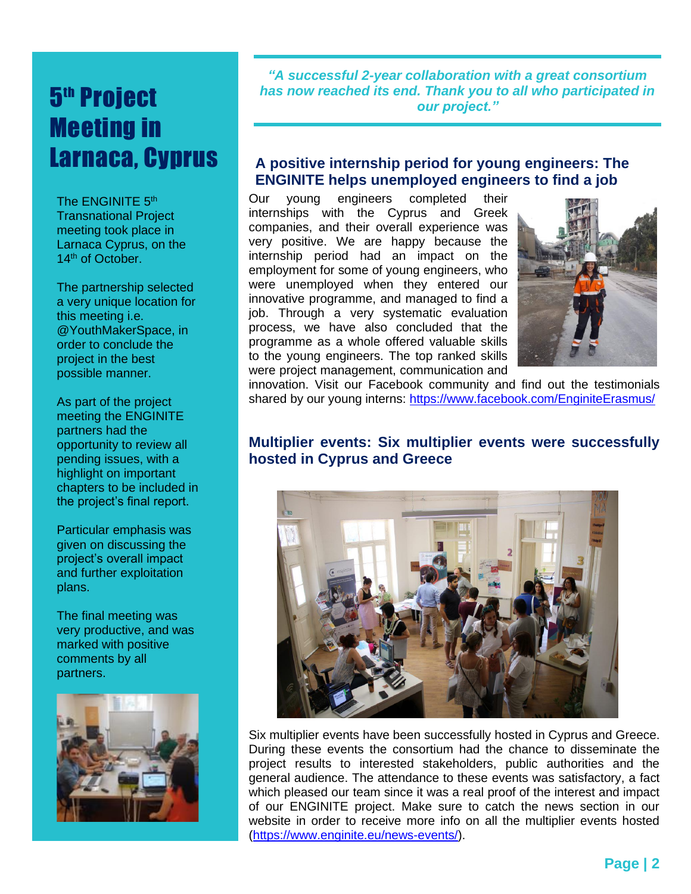# 5th Project Meeting in Larnaca, Cyprus

The ENGINITE 5th Transnational Project meeting took place in Larnaca Cyprus, on the 14th of October.

The partnership selected a very unique location for this meeting i.e. @YouthMakerSpace, in order to conclude the project in the best possible manner.

As part of the project meeting the ENGINITE partners had the opportunity to review all pending issues, with a highlight on important chapters to be included in the project's final report.

Particular emphasis was given on discussing the project's overall impact and further exploitation plans.

The final meeting was very productive, and was marked with positive comments by all partners.

***"A successful 2-year collaboration with a great consortium has now reached its end. Thank you to all who participated in our project."***

## A positive internship period for young engineers: The ENGINITE helps unemployed engineers to find a job

Our young engineers completed their internships with the Cyprus and Greek companies, and their overall experience was very positive. We are happy because the internship period had an impact on the employment for some of young engineers, who were unemployed when they entered our innovative programme, and managed to find a job. Through a very systematic evaluation process, we have also concluded that the programme as a whole offered valuable skills to the young engineers. The top ranked skills were project management, communication and innovation. Visit our Facebook community and find out the testimonials shared by our young interns: https://www.facebook.com/EnginiteErasmus/

## Multiplier events: Six multiplier events were successfully hosted in Cyprus and Greece

Six multiplier events have been successfully hosted in Cyprus and Greece. During these events the consortium had the chance to disseminate the project results to interested stakeholders, public authorities and the general audience. The attendance to these events was satisfactory, a fact which pleased our team since it was a real proof of the interest and impact of our ENGINITE project. Make sure to catch the news section in our website in order to receive more info on all the multiplier events hosted (https://www.enginite.eu/news-events/).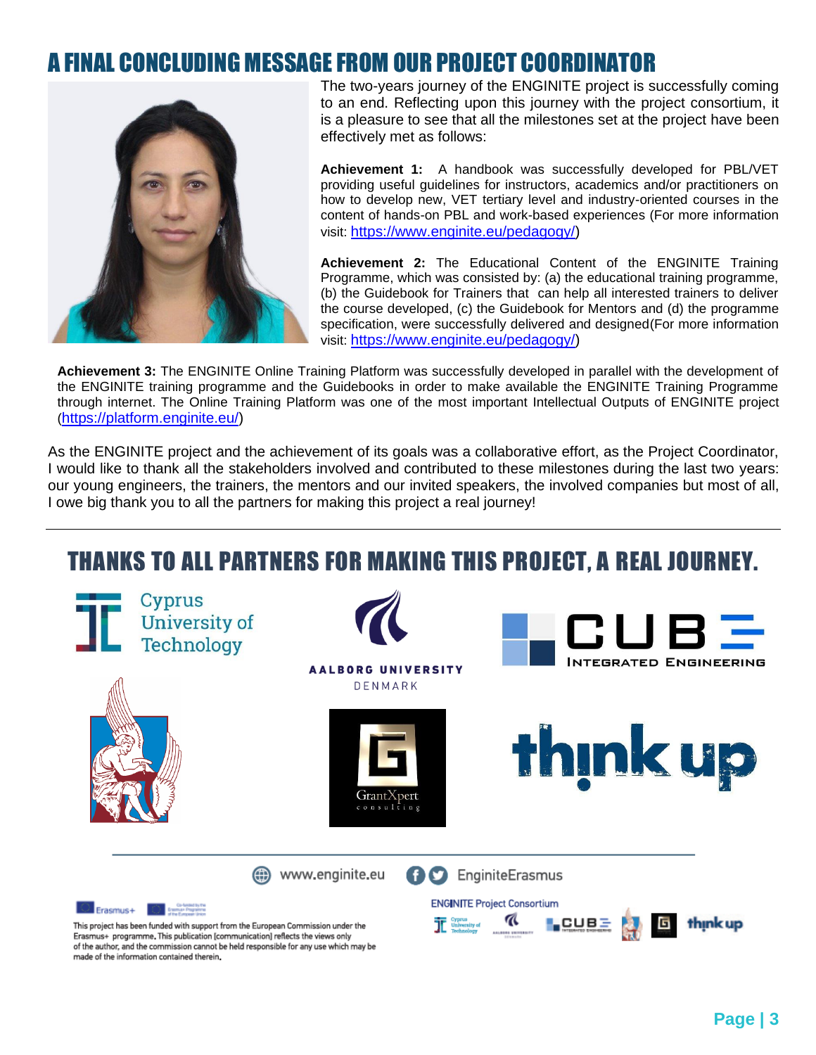# A FINAL CONCLUDING MESSAGE FROM OUR PROJECT COORDINATOR

The two-years journey of the ENGINITE project is successfully coming to an end. Reflecting upon this journey with the project consortium, it is a pleasure to see that all the milestones set at the project have been effectively met as follows:

**Achievement 1:** A handbook was successfully developed for PBL/VET providing useful guidelines for instructors, academics and/or practitioners on how to develop new, VET tertiary level and industry-oriented courses in the content of hands-on PBL and work-based experiences (For more information visit: [https://www.enginite.eu/pedagogy/](https://www.enginite.eu/pedagogy/))

**Achievement 2:** The Educational Content of the ENGINITE Training Programme, which was consisted by: (a) the educational training programme, (b) the Guidebook for Trainers that can help all interested trainers to deliver the course developed, (c) the Guidebook for Mentors and (d) the programme specification, were successfully delivered and designed(For more information visit: [https://www.enginite.eu/pedagogy/](https://www.enginite.eu/pedagogy/))

**Achievement 3:** The ENGINITE Online Training Platform was successfully developed in parallel with the development of the ENGINITE training programme and the Guidebooks in order to make available the ENGINITE Training Programme through internet. The Online Training Platform was one of the most important Intellectual Outputs of ENGINITE project ([https://platform.enginite.eu/](https://platform.enginite.eu/))

As the ENGINITE project and the achievement of its goals was a collaborative effort, as the Project Coordinator, I would like to thank all the stakeholders involved and contributed to these milestones during the last two years: our young engineers, the trainers, the mentors and our invited speakers, the involved companies but most of all, I owe big thank you to all the partners for making this project a real journey!

---

## THANKS TO ALL PARTNERS FOR MAKING THIS PROJECT, A REAL JOURNEY.

Cyprus University of Technology

AALBORG UNIVERSITY DENMARK

CUBE INTEGRATED ENGINEERING

GrantXpert consulting

think up

www.enginite.eu EnginiteErasmus

ENGINITE Project Consortium

This project has been funded with support from the European Commission under the Erasmus+ programme. This publication [communication] reflects the views only of the author, and the commission cannot be held responsible for any use which may be made of the information contained therein.